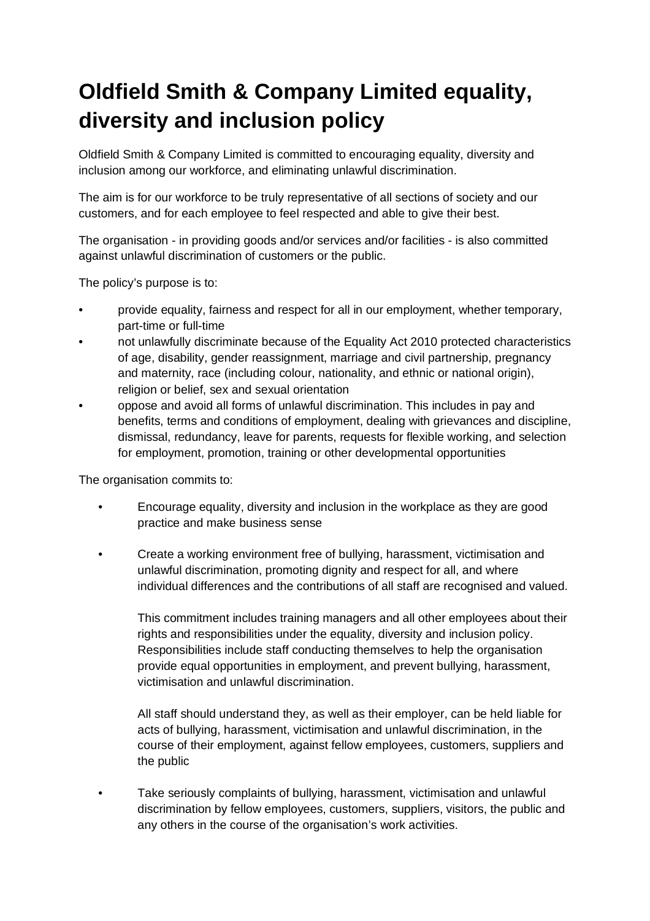# Oldfield Smith & Company Limited equality, diversity and inclusion policy

Oldfield Smith & Company Limited is committed to encouraging equality, diversity and inclusion among our workforce, and eliminating unlawful discrimination.

The aim is for our workforce to be truly representative of all sections of society and our customers, and for each employee to feel respected and able to give their best.

The organisation - in providing goods and/or services and/or facilities - is also committed against unlawful discrimination of customers or the public.

The policy's purpose is to:

- provide equality, fairness and respect for all in our employment, whether temporary, part-time or full-time
- not unlawfully discriminate because of the Equality Act 2010 protected characteristics of age, disability, gender reassignment, marriage and civil partnership, pregnancy and maternity, race (including colour, nationality, and ethnic or national origin), religion or belief, sex and sexual orientation
- oppose and avoid all forms of unlawful discrimination. This includes in pay and benefits, terms and conditions of employment, dealing with grievances and discipline, dismissal, redundancy, leave for parents, requests for flexible working, and selection for employment, promotion, training or other developmental opportunities

The organisation commits to:

- Encourage equality, diversity and inclusion in the workplace as they are good practice and make business sense

- Create a working environment free of bullying, harassment, victimisation and unlawful discrimination, promoting dignity and respect for all, and where individual differences and the contributions of all staff are recognised and valued.

  This commitment includes training managers and all other employees about their rights and responsibilities under the equality, diversity and inclusion policy. Responsibilities include staff conducting themselves to help the organisation provide equal opportunities in employment, and prevent bullying, harassment, victimisation and unlawful discrimination.

  All staff should understand they, as well as their employer, can be held liable for acts of bullying, harassment, victimisation and unlawful discrimination, in the course of their employment, against fellow employees, customers, suppliers and the public

- Take seriously complaints of bullying, harassment, victimisation and unlawful discrimination by fellow employees, customers, suppliers, visitors, the public and any others in the course of the organisation's work activities.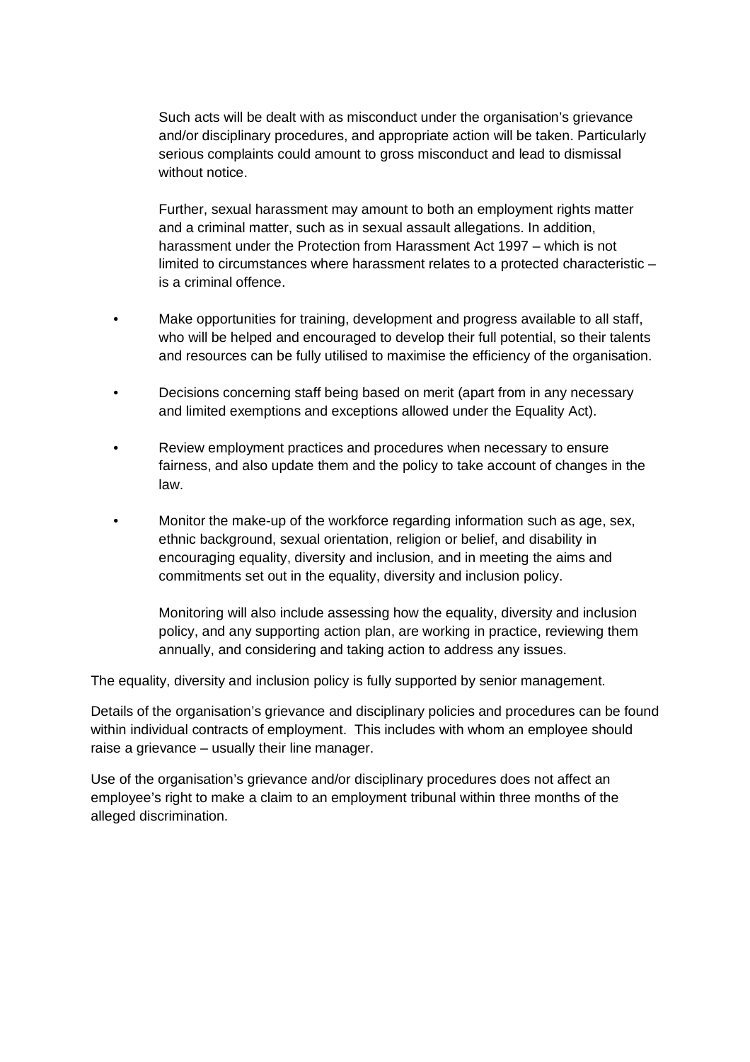Such acts will be dealt with as misconduct under the organisation's grievance and/or disciplinary procedures, and appropriate action will be taken. Particularly serious complaints could amount to gross misconduct and lead to dismissal without notice.

Further, sexual harassment may amount to both an employment rights matter and a criminal matter, such as in sexual assault allegations. In addition, harassment under the Protection from Harassment Act 1997 – which is not limited to circumstances where harassment relates to a protected characteristic – is a criminal offence.

- Make opportunities for training, development and progress available to all staff, who will be helped and encouraged to develop their full potential, so their talents and resources can be fully utilised to maximise the efficiency of the organisation.

- Decisions concerning staff being based on merit (apart from in any necessary and limited exemptions and exceptions allowed under the Equality Act).

- Review employment practices and procedures when necessary to ensure fairness, and also update them and the policy to take account of changes in the law.

- Monitor the make-up of the workforce regarding information such as age, sex, ethnic background, sexual orientation, religion or belief, and disability in encouraging equality, diversity and inclusion, and in meeting the aims and commitments set out in the equality, diversity and inclusion policy.

  Monitoring will also include assessing how the equality, diversity and inclusion policy, and any supporting action plan, are working in practice, reviewing them annually, and considering and taking action to address any issues.

The equality, diversity and inclusion policy is fully supported by senior management.

Details of the organisation's grievance and disciplinary policies and procedures can be found within individual contracts of employment. This includes with whom an employee should raise a grievance – usually their line manager.

Use of the organisation's grievance and/or disciplinary procedures does not affect an employee's right to make a claim to an employment tribunal within three months of the alleged discrimination.